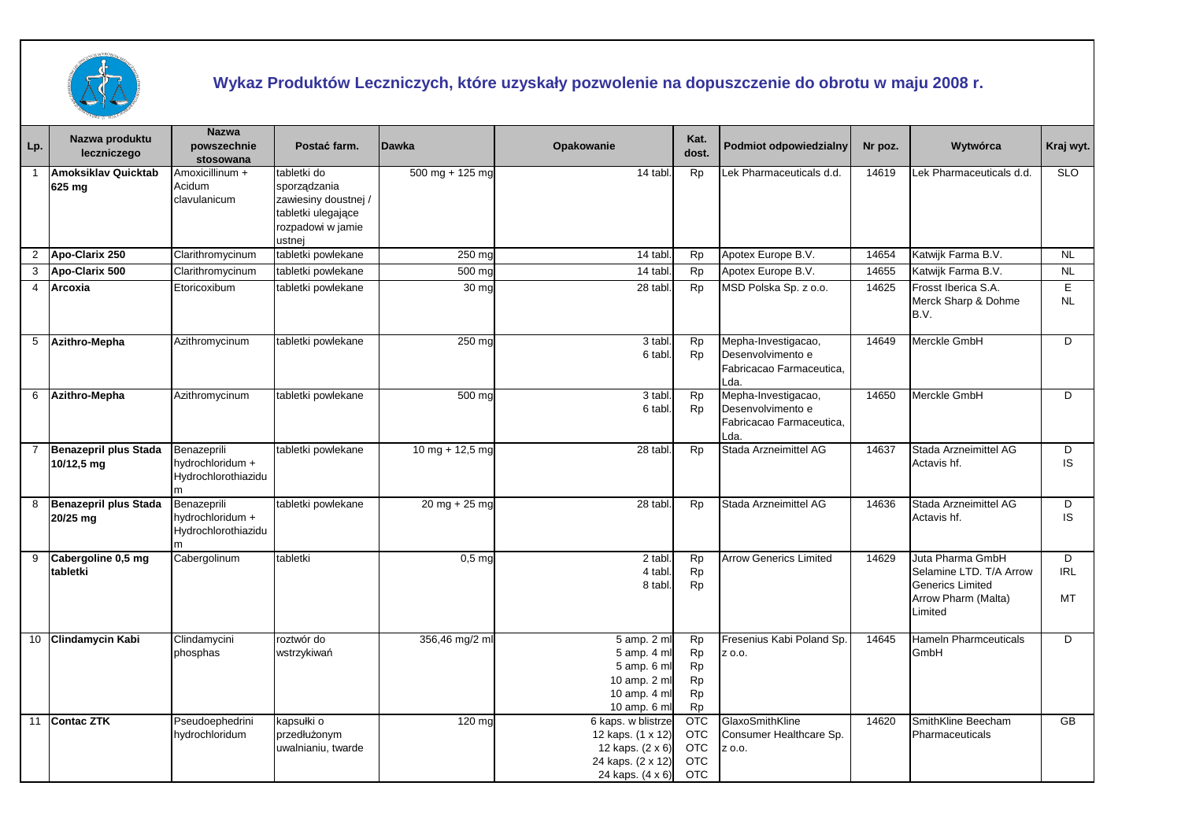# Wykaz Produktów Leczniczych, które uzyskały pozwolenie na dopuszczenie do obrotu w maju 2008 r.

| Lp. | Nazwa produktu leczniczego | Nazwa powszechnie stosowana | Postać farm. | Dawka | Opakowanie | Kat. dost. | Podmiot odpowiedzialny | Nr poz. | Wytwórca | Kraj wyt. |
|---|---|---|---|---|---|---|---|---|---|---|
| 1 | **Amoksiklav Quicktab 625 mg** | Amoxicillinum + Acidum clavulanicum | tabletki do sporządzania zawiesiny doustnej / tabletki ulegające rozpadowi w jamie ustnej | 500 mg + 125 mg | 14 tabl. | Rp | Lek Pharmaceuticals d.d. | 14619 | Lek Pharmaceuticals d.d. | SLO |
| 2 | **Apo-Clarix 250** | Clarithromycinum | tabletki powlekane | 250 mg | 14 tabl. | Rp | Apotex Europe B.V. | 14654 | Katwijk Farma B.V. | NL |
| 3 | **Apo-Clarix 500** | Clarithromycinum | tabletki powlekane | 500 mg | 14 tabl. | Rp | Apotex Europe B.V. | 14655 | Katwijk Farma B.V. | NL |
| 4 | **Arcoxia** | Etoricoxibum | tabletki powlekane | 30 mg | 28 tabl. | Rp | MSD Polska Sp. z o.o. | 14625 | Frosst Iberica S.A.<br>Merck Sharp & Dohme B.V. | E<br>NL |
| 5 | **Azithro-Mepha** | Azithromycinum | tabletki powlekane | 250 mg | 3 tabl.<br>6 tabl. | Rp<br>Rp | Mepha-Investigacao, Desenvolvimento e Fabricacao Farmaceutica, Lda. | 14649 | Merckle GmbH | D |
| 6 | **Azithro-Mepha** | Azithromycinum | tabletki powlekane | 500 mg | 3 tabl.<br>6 tabl. | Rp<br>Rp | Mepha-Investigacao, Desenvolvimento e Fabricacao Farmaceutica, Lda. | 14650 | Merckle GmbH | D |
| 7 | **Benazepril plus Stada 10/12,5 mg** | Benazeprili hydrochloridum + Hydrochlorothiazidum | tabletki powlekane | 10 mg + 12,5 mg | 28 tabl. | Rp | Stada Arzneimittel AG | 14637 | Stada Arzneimittel AG<br>Actavis hf. | D<br>IS |
| 8 | **Benazepril plus Stada 20/25 mg** | Benazeprili hydrochloridum + Hydrochlorothiazidum | tabletki powlekane | 20 mg + 25 mg | 28 tabl. | Rp | Stada Arzneimittel AG | 14636 | Stada Arzneimittel AG<br>Actavis hf. | D<br>IS |
| 9 | **Cabergoline 0,5 mg tabletki** | Cabergolinum | tabletki | 0,5 mg | 2 tabl.<br>4 tabl.<br>8 tabl. | Rp<br>Rp<br>Rp | Arrow Generics Limited | 14629 | Juta Pharma GmbH<br>Selamine LTD. T/A Arrow Generics Limited<br>Arrow Pharm (Malta) Limited | D<br>IRL<br>MT |
| 10 | **Clindamycin Kabi** | Clindamycini phosphas | roztwór do wstrzykiwań | 356,46 mg/2 ml | 5 amp. 2 ml<br>5 amp. 4 ml<br>5 amp. 6 ml<br>10 amp. 2 ml<br>10 amp. 4 ml<br>10 amp. 6 ml | Rp<br>Rp<br>Rp<br>Rp<br>Rp<br>Rp | Fresenius Kabi Poland Sp. z o.o. | 14645 | Hameln Pharmceuticals GmbH | D |
| 11 | **Contac ZTK** | Pseudoephedrini hydrochloridum | kapsułki o przedłużonym uwalnianiu, twarde | 120 mg | 6 kaps. w blistrze<br>12 kaps. (1 x 12)<br>12 kaps. (2 x 6)<br>24 kaps. (2 x 12)<br>24 kaps. (4 x 6) | OTC<br>OTC<br>OTC<br>OTC<br>OTC | GlaxoSmithKline Consumer Healthcare Sp. z o.o. | 14620 | SmithKline Beecham Pharmaceuticals | GB |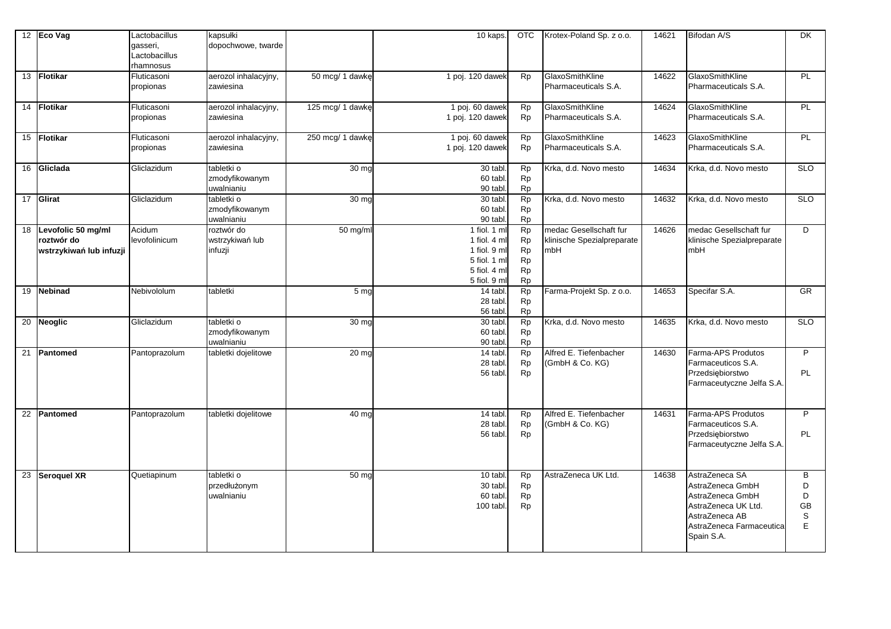| 12 | **Eco Vag** | Lactobacillus gasseri, Lactobacillus rhamnosus | kapsułki dopochwowe, twarde | | 10 kaps. | OTC | Krotex-Poland Sp. z o.o. | 14621 | Bifodan A/S | DK |
|---|---|---|---|---|---|---|---|---|---|---|
| 13 | **Flotikar** | Fluticasoni propionas | aerozol inhalacyjny, zawiesina | 50 mcg/ 1 dawkę | 1 poj. 120 dawek | Rp | GlaxoSmithKline Pharmaceuticals S.A. | 14622 | GlaxoSmithKline Pharmaceuticals S.A. | PL |
| 14 | **Flotikar** | Fluticasoni propionas | aerozol inhalacyjny, zawiesina | 125 mcg/ 1 dawkę | 1 poj. 60 dawek<br>1 poj. 120 dawek | Rp<br>Rp | GlaxoSmithKline Pharmaceuticals S.A. | 14624 | GlaxoSmithKline Pharmaceuticals S.A. | PL |
| 15 | **Flotikar** | Fluticasoni propionas | aerozol inhalacyjny, zawiesina | 250 mcg/ 1 dawkę | 1 poj. 60 dawek<br>1 poj. 120 dawek | Rp<br>Rp | GlaxoSmithKline Pharmaceuticals S.A. | 14623 | GlaxoSmithKline Pharmaceuticals S.A. | PL |
| 16 | **Gliclada** | Gliclazidum | tabletki o zmodyfikowanym uwalnianiu | 30 mg | 30 tabl.<br>60 tabl.<br>90 tabl. | Rp<br>Rp<br>Rp | Krka, d.d. Novo mesto | 14634 | Krka, d.d. Novo mesto | SLO |
| 17 | **Glirat** | Gliclazidum | tabletki o zmodyfikowanym uwalnianiu | 30 mg | 30 tabl.<br>60 tabl.<br>90 tabl. | Rp<br>Rp<br>Rp | Krka, d.d. Novo mesto | 14632 | Krka, d.d. Novo mesto | SLO |
| 18 | **Levofolic 50 mg/ml roztwór do wstrzykiwań lub infuzji** | Acidum levofolinicum | roztwór do wstrzykiwań lub infuzji | 50 mg/ml | 1 fiol. 1 ml<br>1 fiol. 4 ml<br>1 fiol. 9 ml<br>5 fiol. 1 ml<br>5 fiol. 4 ml<br>5 fiol. 9 ml | Rp<br>Rp<br>Rp<br>Rp<br>Rp<br>Rp | medac Gesellschaft fur klinische Spezialpreparate mbH | 14626 | medac Gesellschaft fur klinische Spezialpreparate mbH | D |
| 19 | **Nebinad** | Nebivololum | tabletki | 5 mg | 14 tabl.<br>28 tabl.<br>56 tabl. | Rp<br>Rp<br>Rp | Farma-Projekt Sp. z o.o. | 14653 | Specifar S.A. | GR |
| 20 | **Neoglic** | Gliclazidum | tabletki o zmodyfikowanym uwalnianiu | 30 mg | 30 tabl.<br>60 tabl.<br>90 tabl. | Rp<br>Rp<br>Rp | Krka, d.d. Novo mesto | 14635 | Krka, d.d. Novo mesto | SLO |
| 21 | **Pantomed** | Pantoprazolum | tabletki dojelitowe | 20 mg | 14 tabl.<br>28 tabl.<br>56 tabl. | Rp<br>Rp<br>Rp | Alfred E. Tiefenbacher (GmbH & Co. KG) | 14630 | Farma-APS Produtos Farmaceuticos S.A.<br>Przedsiębiorstwo Farmaceutyczne Jelfa S.A. | P<br>PL |
| 22 | **Pantomed** | Pantoprazolum | tabletki dojelitowe | 40 mg | 14 tabl.<br>28 tabl.<br>56 tabl. | Rp<br>Rp<br>Rp | Alfred E. Tiefenbacher (GmbH & Co. KG) | 14631 | Farma-APS Produtos Farmaceuticos S.A.<br>Przedsiębiorstwo Farmaceutyczne Jelfa S.A. | P<br>PL |
| 23 | **Seroquel XR** | Quetiapinum | tabletki o przedłużonym uwalnianiu | 50 mg | 10 tabl.<br>30 tabl.<br>60 tabl.<br>100 tabl. | Rp<br>Rp<br>Rp<br>Rp | AstraZeneca UK Ltd. | 14638 | AstraZeneca SA<br>AstraZeneca GmbH<br>AstraZeneca GmbH<br>AstraZeneca UK Ltd.<br>AstraZeneca AB<br>AstraZeneca Farmaceutica Spain S.A. | B<br>D<br>D<br>GB<br>S<br>E |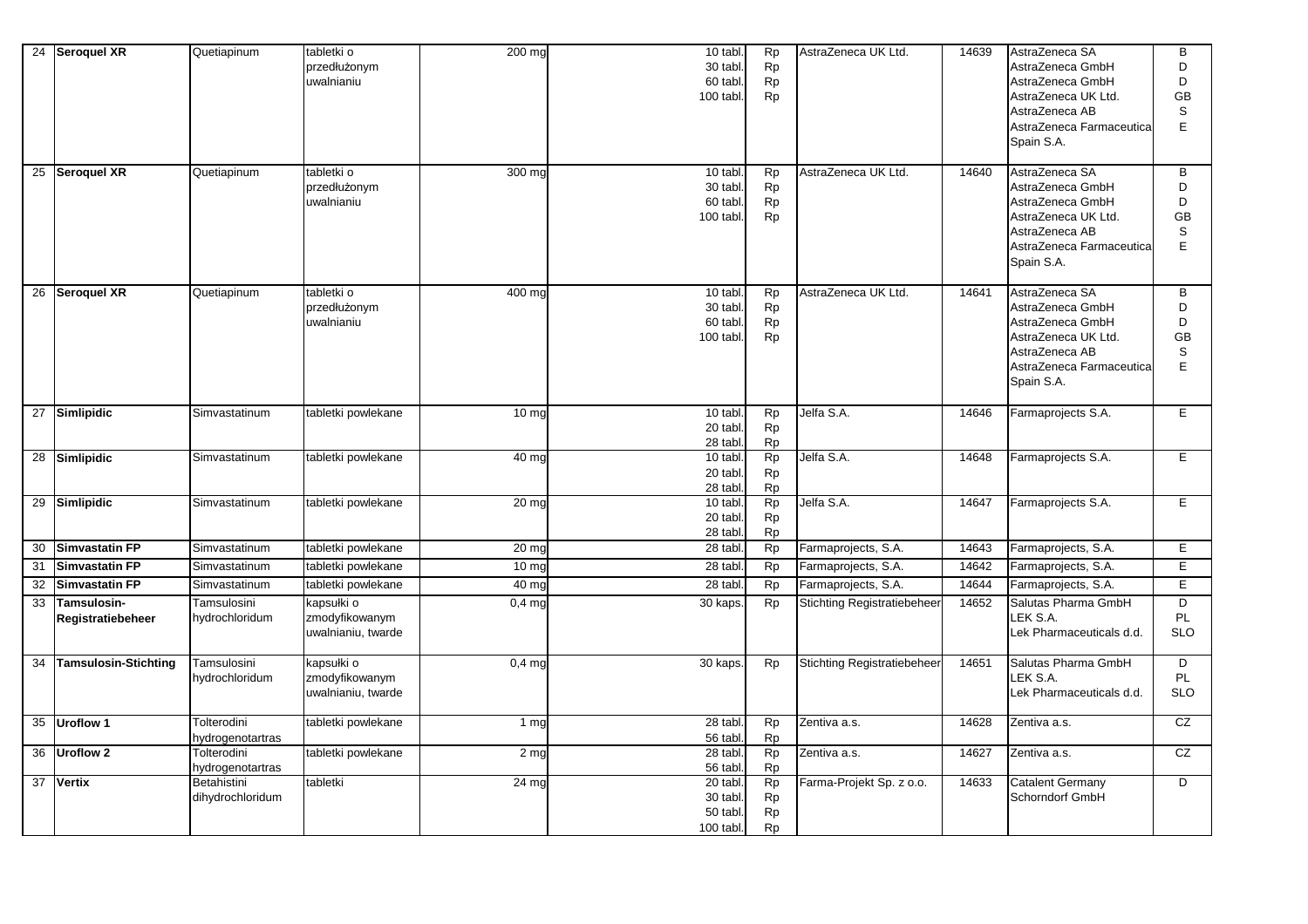| 24 | **Seroquel XR** | Quetiapinum | tabletki o przedłużonym uwalnianiu | 200 mg | 10 tabl.<br>30 tabl.<br>60 tabl.<br>100 tabl. | Rp<br>Rp<br>Rp<br>Rp | AstraZeneca UK Ltd. | 14639 | AstraZeneca SA<br>AstraZeneca GmbH<br>AstraZeneca GmbH<br>AstraZeneca UK Ltd.<br>AstraZeneca AB<br>AstraZeneca Farmaceutica Spain S.A. | B<br>D<br>D<br>GB<br>S<br>E |
|---|---|---|---|---|---|---|---|---|---|---|
| 25 | **Seroquel XR** | Quetiapinum | tabletki o przedłużonym uwalnianiu | 300 mg | 10 tabl.<br>30 tabl.<br>60 tabl.<br>100 tabl. | Rp<br>Rp<br>Rp<br>Rp | AstraZeneca UK Ltd. | 14640 | AstraZeneca SA<br>AstraZeneca GmbH<br>AstraZeneca GmbH<br>AstraZeneca UK Ltd.<br>AstraZeneca AB<br>AstraZeneca Farmaceutica Spain S.A. | B<br>D<br>D<br>GB<br>S<br>E |
| 26 | **Seroquel XR** | Quetiapinum | tabletki o przedłużonym uwalnianiu | 400 mg | 10 tabl.<br>30 tabl.<br>60 tabl.<br>100 tabl. | Rp<br>Rp<br>Rp<br>Rp | AstraZeneca UK Ltd. | 14641 | AstraZeneca SA<br>AstraZeneca GmbH<br>AstraZeneca GmbH<br>AstraZeneca UK Ltd.<br>AstraZeneca AB<br>AstraZeneca Farmaceutica Spain S.A. | B<br>D<br>D<br>GB<br>S<br>E |
| 27 | **Simlipidic** | Simvastatinum | tabletki powlekane | 10 mg | 10 tabl.<br>20 tabl.<br>28 tabl. | Rp<br>Rp<br>Rp | Jelfa S.A. | 14646 | Farmaprojects S.A. | E |
| 28 | **Simlipidic** | Simvastatinum | tabletki powlekane | 40 mg | 10 tabl.<br>20 tabl.<br>28 tabl. | Rp<br>Rp<br>Rp | Jelfa S.A. | 14648 | Farmaprojects S.A. | E |
| 29 | **Simlipidic** | Simvastatinum | tabletki powlekane | 20 mg | 10 tabl.<br>20 tabl.<br>28 tabl. | Rp<br>Rp<br>Rp | Jelfa S.A. | 14647 | Farmaprojects S.A. | E |
| 30 | **Simvastatin FP** | Simvastatinum | tabletki powlekane | 20 mg | 28 tabl. | Rp | Farmaprojects, S.A. | 14643 | Farmaprojects, S.A. | E |
| 31 | **Simvastatin FP** | Simvastatinum | tabletki powlekane | 10 mg | 28 tabl. | Rp | Farmaprojects, S.A. | 14642 | Farmaprojects, S.A. | E |
| 32 | **Simvastatin FP** | Simvastatinum | tabletki powlekane | 40 mg | 28 tabl. | Rp | Farmaprojects, S.A. | 14644 | Farmaprojects, S.A. | E |
| 33 | **Tamsulosin-Registratiebeheer** | Tamsulosini hydrochloridum | kapsułki o zmodyfikowanym uwalnianiu, twarde | 0,4 mg | 30 kaps. | Rp | Stichting Registratiebeheer | 14652 | Salutas Pharma GmbH<br>LEK S.A.<br>Lek Pharmaceuticals d.d. | D<br>PL<br>SLO |
| 34 | **Tamsulosin-Stichting** | Tamsulosini hydrochloridum | kapsułki o zmodyfikowanym uwalnianiu, twarde | 0,4 mg | 30 kaps. | Rp | Stichting Registratiebeheer | 14651 | Salutas Pharma GmbH<br>LEK S.A.<br>Lek Pharmaceuticals d.d. | D<br>PL<br>SLO |
| 35 | **Uroflow 1** | Tolterodini hydrogenotartras | tabletki powlekane | 1 mg | 28 tabl.<br>56 tabl. | Rp<br>Rp | Zentiva a.s. | 14628 | Zentiva a.s. | CZ |
| 36 | **Uroflow 2** | Tolterodini hydrogenotartras | tabletki powlekane | 2 mg | 28 tabl.<br>56 tabl. | Rp<br>Rp | Zentiva a.s. | 14627 | Zentiva a.s. | CZ |
| 37 | **Vertix** | Betahistini dihydrochloridum | tabletki | 24 mg | 20 tabl.<br>30 tabl.<br>50 tabl.<br>100 tabl. | Rp<br>Rp<br>Rp<br>Rp | Farma-Projekt Sp. z o.o. | 14633 | Catalent Germany Schorndorf GmbH | D |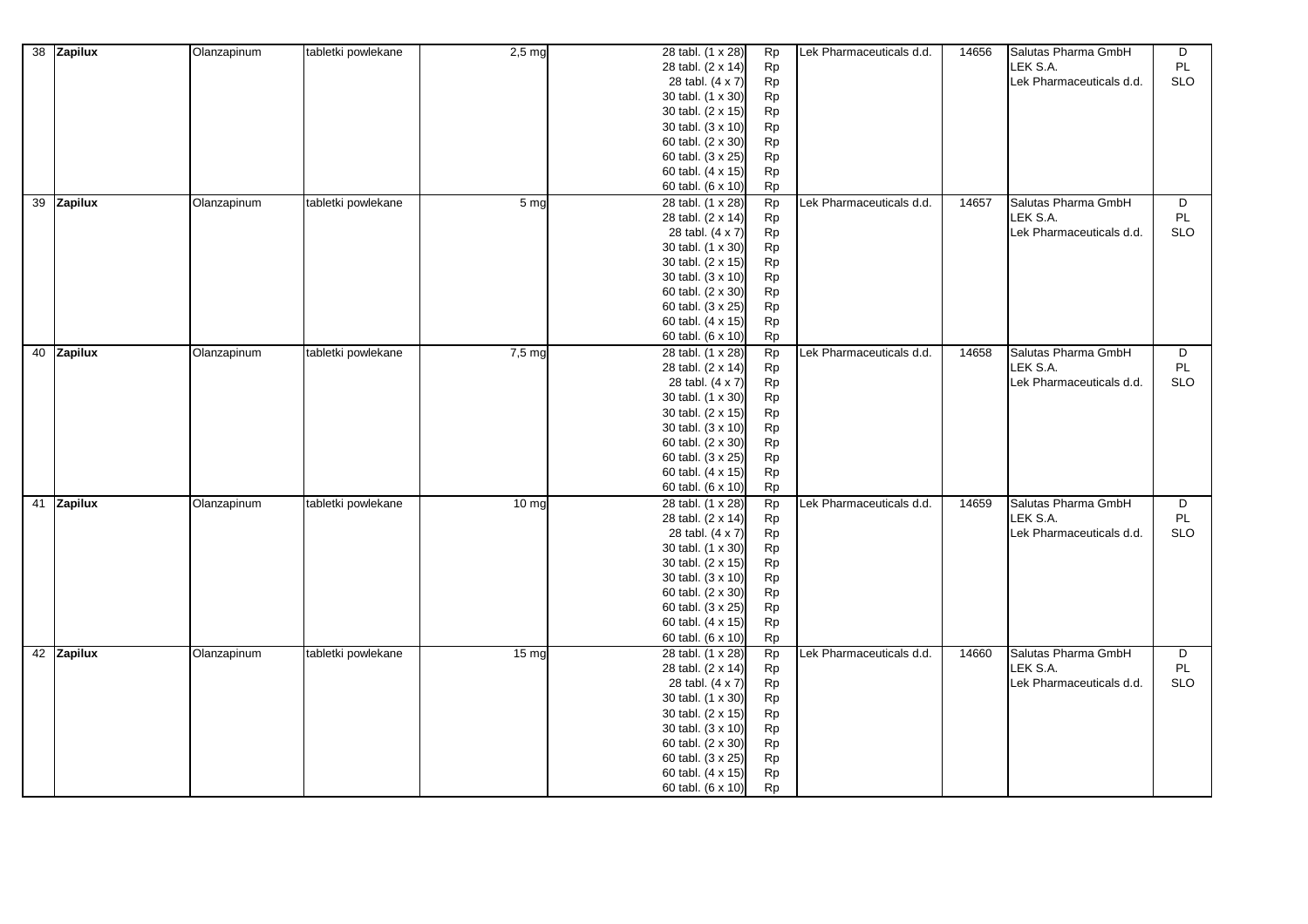| 38 | **Zapilux** | Olanzapinum | tabletki powlekane | 2,5 mg | 28 tabl. (1 x 28) | Rp | Lek Pharmaceuticals d.d. | 14656 | Salutas Pharma GmbH | D |
|---|---|---|---|---|---|---|---|---|---|---|
| | | | | | 28 tabl. (2 x 14) | Rp | | | LEK S.A. | PL |
| | | | | | 28 tabl. (4 x 7) | Rp | | | Lek Pharmaceuticals d.d. | SLO |
| | | | | | 30 tabl. (1 x 30) | Rp | | | | |
| | | | | | 30 tabl. (2 x 15) | Rp | | | | |
| | | | | | 30 tabl. (3 x 10) | Rp | | | | |
| | | | | | 60 tabl. (2 x 30) | Rp | | | | |
| | | | | | 60 tabl. (3 x 25) | Rp | | | | |
| | | | | | 60 tabl. (4 x 15) | Rp | | | | |
| | | | | | 60 tabl. (6 x 10) | Rp | | | | |
| 39 | **Zapilux** | Olanzapinum | tabletki powlekane | 5 mg | 28 tabl. (1 x 28) | Rp | Lek Pharmaceuticals d.d. | 14657 | Salutas Pharma GmbH | D |
| | | | | | 28 tabl. (2 x 14) | Rp | | | LEK S.A. | PL |
| | | | | | 28 tabl. (4 x 7) | Rp | | | Lek Pharmaceuticals d.d. | SLO |
| | | | | | 30 tabl. (1 x 30) | Rp | | | | |
| | | | | | 30 tabl. (2 x 15) | Rp | | | | |
| | | | | | 30 tabl. (3 x 10) | Rp | | | | |
| | | | | | 60 tabl. (2 x 30) | Rp | | | | |
| | | | | | 60 tabl. (3 x 25) | Rp | | | | |
| | | | | | 60 tabl. (4 x 15) | Rp | | | | |
| | | | | | 60 tabl. (6 x 10) | Rp | | | | |
| 40 | **Zapilux** | Olanzapinum | tabletki powlekane | 7,5 mg | 28 tabl. (1 x 28) | Rp | Lek Pharmaceuticals d.d. | 14658 | Salutas Pharma GmbH | D |
| | | | | | 28 tabl. (2 x 14) | Rp | | | LEK S.A. | PL |
| | | | | | 28 tabl. (4 x 7) | Rp | | | Lek Pharmaceuticals d.d. | SLO |
| | | | | | 30 tabl. (1 x 30) | Rp | | | | |
| | | | | | 30 tabl. (2 x 15) | Rp | | | | |
| | | | | | 30 tabl. (3 x 10) | Rp | | | | |
| | | | | | 60 tabl. (2 x 30) | Rp | | | | |
| | | | | | 60 tabl. (3 x 25) | Rp | | | | |
| | | | | | 60 tabl. (4 x 15) | Rp | | | | |
| | | | | | 60 tabl. (6 x 10) | Rp | | | | |
| 41 | **Zapilux** | Olanzapinum | tabletki powlekane | 10 mg | 28 tabl. (1 x 28) | Rp | Lek Pharmaceuticals d.d. | 14659 | Salutas Pharma GmbH | D |
| | | | | | 28 tabl. (2 x 14) | Rp | | | LEK S.A. | PL |
| | | | | | 28 tabl. (4 x 7) | Rp | | | Lek Pharmaceuticals d.d. | SLO |
| | | | | | 30 tabl. (1 x 30) | Rp | | | | |
| | | | | | 30 tabl. (2 x 15) | Rp | | | | |
| | | | | | 30 tabl. (3 x 10) | Rp | | | | |
| | | | | | 60 tabl. (2 x 30) | Rp | | | | |
| | | | | | 60 tabl. (3 x 25) | Rp | | | | |
| | | | | | 60 tabl. (4 x 15) | Rp | | | | |
| | | | | | 60 tabl. (6 x 10) | Rp | | | | |
| 42 | **Zapilux** | Olanzapinum | tabletki powlekane | 15 mg | 28 tabl. (1 x 28) | Rp | Lek Pharmaceuticals d.d. | 14660 | Salutas Pharma GmbH | D |
| | | | | | 28 tabl. (2 x 14) | Rp | | | LEK S.A. | PL |
| | | | | | 28 tabl. (4 x 7) | Rp | | | Lek Pharmaceuticals d.d. | SLO |
| | | | | | 30 tabl. (1 x 30) | Rp | | | | |
| | | | | | 30 tabl. (2 x 15) | Rp | | | | |
| | | | | | 30 tabl. (3 x 10) | Rp | | | | |
| | | | | | 60 tabl. (2 x 30) | Rp | | | | |
| | | | | | 60 tabl. (3 x 25) | Rp | | | | |
| | | | | | 60 tabl. (4 x 15) | Rp | | | | |
| | | | | | 60 tabl. (6 x 10) | Rp | | | | |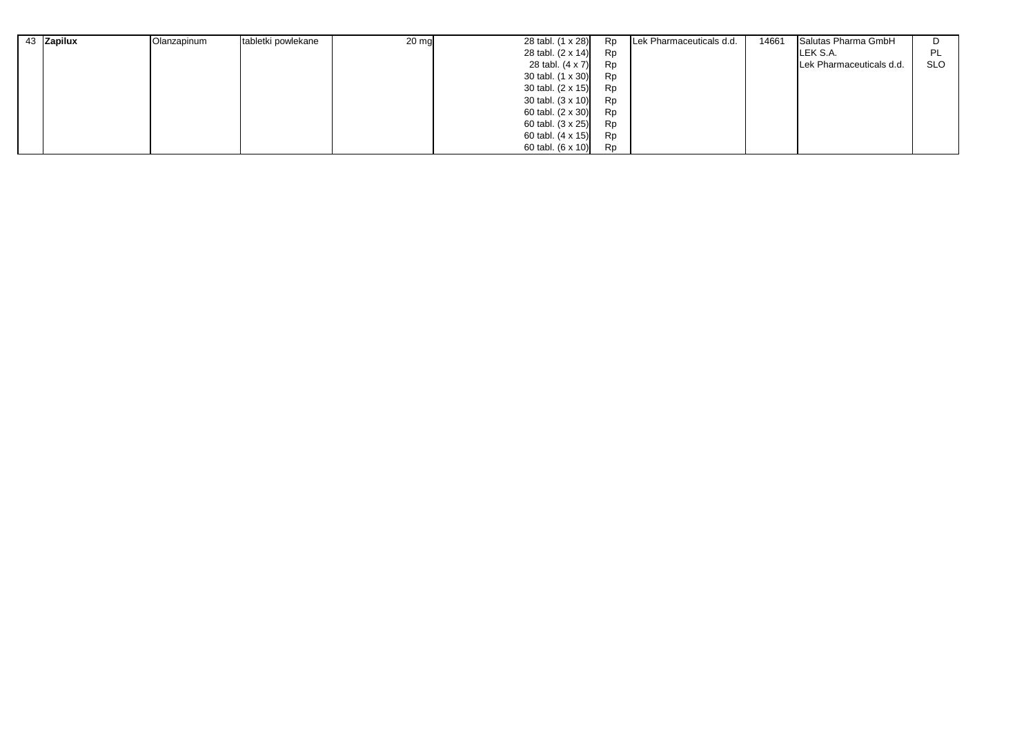| | | | | | | | | | | |
|---|---|---|---|---|---|---|---|---|---|---|
| 43 | **Zapilux** | Olanzapinum | tabletki powlekane | 20 mg | 28 tabl. (1 x 28) | Rp | Lek Pharmaceuticals d.d. | 14661 | Salutas Pharma GmbH | D |
| | | | | | 28 tabl. (2 x 14) | Rp | | | LEK S.A. | PL |
| | | | | | 28 tabl. (4 x 7) | Rp | | | Lek Pharmaceuticals d.d. | SLO |
| | | | | | 30 tabl. (1 x 30) | Rp | | | | |
| | | | | | 30 tabl. (2 x 15) | Rp | | | | |
| | | | | | 30 tabl. (3 x 10) | Rp | | | | |
| | | | | | 60 tabl. (2 x 30) | Rp | | | | |
| | | | | | 60 tabl. (3 x 25) | Rp | | | | |
| | | | | | 60 tabl. (4 x 15) | Rp | | | | |
| | | | | | 60 tabl. (6 x 10) | Rp | | | | |